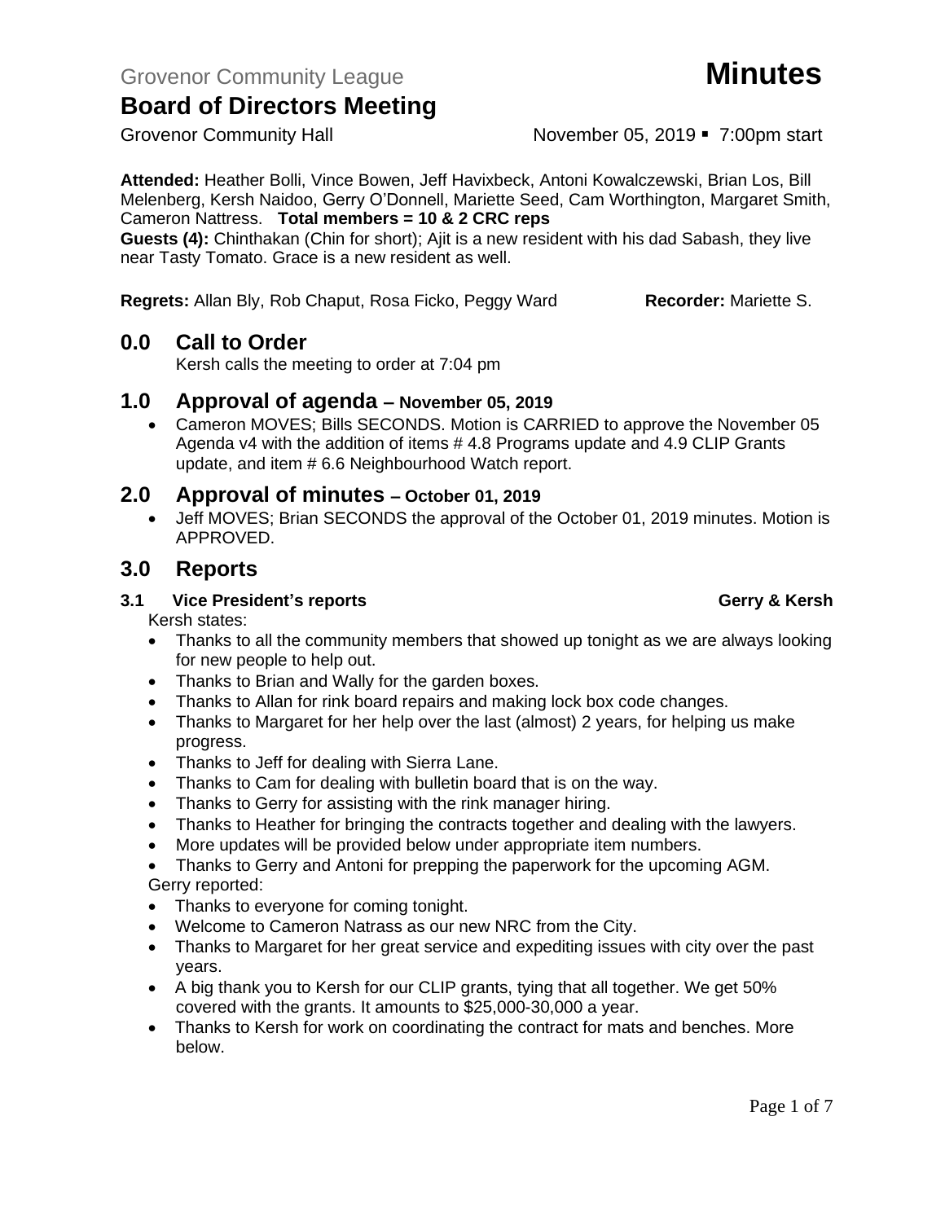Grovenor Community League **Minutes**

# Board of Directors Meeting

Grovenor Community Hall November 05, 2019 ▪ 7:00pm start

**Attended:** Heather Bolli, Vince Bowen, Jeff Havixbeck, Antoni Kowalczewski, Brian Los, Bill Melenberg, Kersh Naidoo, Gerry O'Donnell, Mariette Seed, Cam Worthington, Margaret Smith, Cameron Nattress. **Total members = 10 & 2 CRC reps**

**Guests (4):** Chinthakan (Chin for short); Ajit is a new resident with his dad Sabash, they live near Tasty Tomato. Grace is a new resident as well.

**Regrets:** Allan Bly, Rob Chaput, Rosa Ficko, Peggy Ward **Recorder:** Mariette S.

## 0.0 Call to Order

Kersh calls the meeting to order at 7:04 pm

## 1.0 Approval of agenda – November 05, 2019

- Cameron MOVES; Bills SECONDS. Motion is CARRIED to approve the November 05 Agenda v4 with the addition of items # 4.8 Programs update and 4.9 CLIP Grants update, and item # 6.6 Neighbourhood Watch report.

## 2.0 Approval of minutes – October 01, 2019

- Jeff MOVES; Brian SECONDS the approval of the October 01, 2019 minutes. Motion is APPROVED.

## 3.0 Reports

### 3.1 Vice President's reports Gerry & Kersh

Kersh states:

- Thanks to all the community members that showed up tonight as we are always looking for new people to help out.
- Thanks to Brian and Wally for the garden boxes.
- Thanks to Allan for rink board repairs and making lock box code changes.
- Thanks to Margaret for her help over the last (almost) 2 years, for helping us make progress.
- Thanks to Jeff for dealing with Sierra Lane.
- Thanks to Cam for dealing with bulletin board that is on the way.
- Thanks to Gerry for assisting with the rink manager hiring.
- Thanks to Heather for bringing the contracts together and dealing with the lawyers.
- More updates will be provided below under appropriate item numbers.
- Thanks to Gerry and Antoni for prepping the paperwork for the upcoming AGM.

Gerry reported:

- Thanks to everyone for coming tonight.
- Welcome to Cameron Natrass as our new NRC from the City.
- Thanks to Margaret for her great service and expediting issues with city over the past years.
- A big thank you to Kersh for our CLIP grants, tying that all together. We get 50% covered with the grants. It amounts to $25,000-30,000 a year.
- Thanks to Kersh for work on coordinating the contract for mats and benches. More below.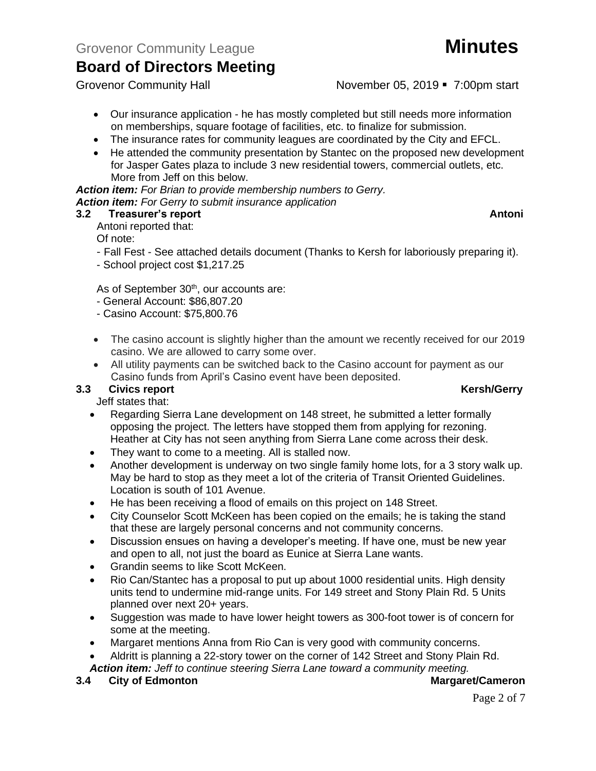- Our insurance application - he has mostly completed but still needs more information on memberships, square footage of facilities, etc. to finalize for submission.
- The insurance rates for community leagues are coordinated by the City and EFCL.
- He attended the community presentation by Stantec on the proposed new development for Jasper Gates plaza to include 3 new residential towers, commercial outlets, etc. More from Jeff on this below.

***Action item:*** *For Brian to provide membership numbers to Gerry.*
***Action item:*** *For Gerry to submit insurance application*

### 3.2 Treasurer's report — Antoni

Antoni reported that:
Of note:
- Fall Fest - See attached details document (Thanks to Kersh for laboriously preparing it).
- School project cost $1,217.25

As of September 30th, our accounts are:
- General Account: $86,807.20
- Casino Account: $75,800.76

- The casino account is slightly higher than the amount we recently received for our 2019 casino. We are allowed to carry some over.
- All utility payments can be switched back to the Casino account for payment as our Casino funds from April's Casino event have been deposited.

### 3.3 Civics report — Kersh/Gerry

Jeff states that:

- Regarding Sierra Lane development on 148 street, he submitted a letter formally opposing the project. The letters have stopped them from applying for rezoning. Heather at City has not seen anything from Sierra Lane come across their desk.
- They want to come to a meeting. All is stalled now.
- Another development is underway on two single family home lots, for a 3 story walk up. May be hard to stop as they meet a lot of the criteria of Transit Oriented Guidelines. Location is south of 101 Avenue.
- He has been receiving a flood of emails on this project on 148 Street.
- City Counselor Scott McKeen has been copied on the emails; he is taking the stand that these are largely personal concerns and not community concerns.
- Discussion ensues on having a developer's meeting. If have one, must be new year and open to all, not just the board as Eunice at Sierra Lane wants.
- Grandin seems to like Scott McKeen.
- Rio Can/Stantec has a proposal to put up about 1000 residential units. High density units tend to undermine mid-range units. For 149 street and Stony Plain Rd. 5 Units planned over next 20+ years.
- Suggestion was made to have lower height towers as 300-foot tower is of concern for some at the meeting.
- Margaret mentions Anna from Rio Can is very good with community concerns.
- Aldritt is planning a 22-story tower on the corner of 142 Street and Stony Plain Rd.

***Action item:*** *Jeff to continue steering Sierra Lane toward a community meeting.*

### 3.4 City of Edmonton — Margaret/Cameron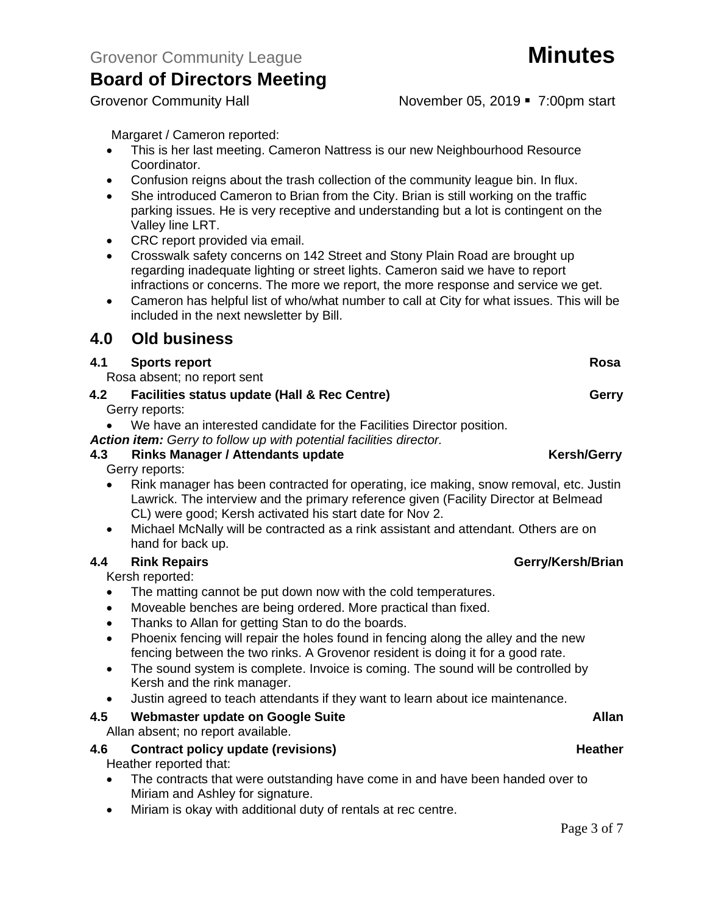Margaret / Cameron reported:

- This is her last meeting. Cameron Nattress is our new Neighbourhood Resource Coordinator.
- Confusion reigns about the trash collection of the community league bin. In flux.
- She introduced Cameron to Brian from the City. Brian is still working on the traffic parking issues. He is very receptive and understanding but a lot is contingent on the Valley line LRT.
- CRC report provided via email.
- Crosswalk safety concerns on 142 Street and Stony Plain Road are brought up regarding inadequate lighting or street lights. Cameron said we have to report infractions or concerns. The more we report, the more response and service we get.
- Cameron has helpful list of who/what number to call at City for what issues. This will be included in the next newsletter by Bill.

## 4.0 Old business

### 4.1 Sports report — Rosa

Rosa absent; no report sent

### 4.2 Facilities status update (Hall & Rec Centre) — Gerry

Gerry reports:

- We have an interested candidate for the Facilities Director position.

***Action item:*** *Gerry to follow up with potential facilities director.*

### 4.3 Rinks Manager / Attendants update — Kersh/Gerry

Gerry reports:

- Rink manager has been contracted for operating, ice making, snow removal, etc. Justin Lawrick. The interview and the primary reference given (Facility Director at Belmead CL) were good; Kersh activated his start date for Nov 2.
- Michael McNally will be contracted as a rink assistant and attendant. Others are on hand for back up.

### 4.4 Rink Repairs — Gerry/Kersh/Brian

Kersh reported:

- The matting cannot be put down now with the cold temperatures.
- Moveable benches are being ordered. More practical than fixed.
- Thanks to Allan for getting Stan to do the boards.
- Phoenix fencing will repair the holes found in fencing along the alley and the new fencing between the two rinks. A Grovenor resident is doing it for a good rate.
- The sound system is complete. Invoice is coming. The sound will be controlled by Kersh and the rink manager.
- Justin agreed to teach attendants if they want to learn about ice maintenance.

### 4.5 Webmaster update on Google Suite — Allan

Allan absent; no report available.

### 4.6 Contract policy update (revisions) — Heather

Heather reported that:

- The contracts that were outstanding have come in and have been handed over to Miriam and Ashley for signature.
- Miriam is okay with additional duty of rentals at rec centre.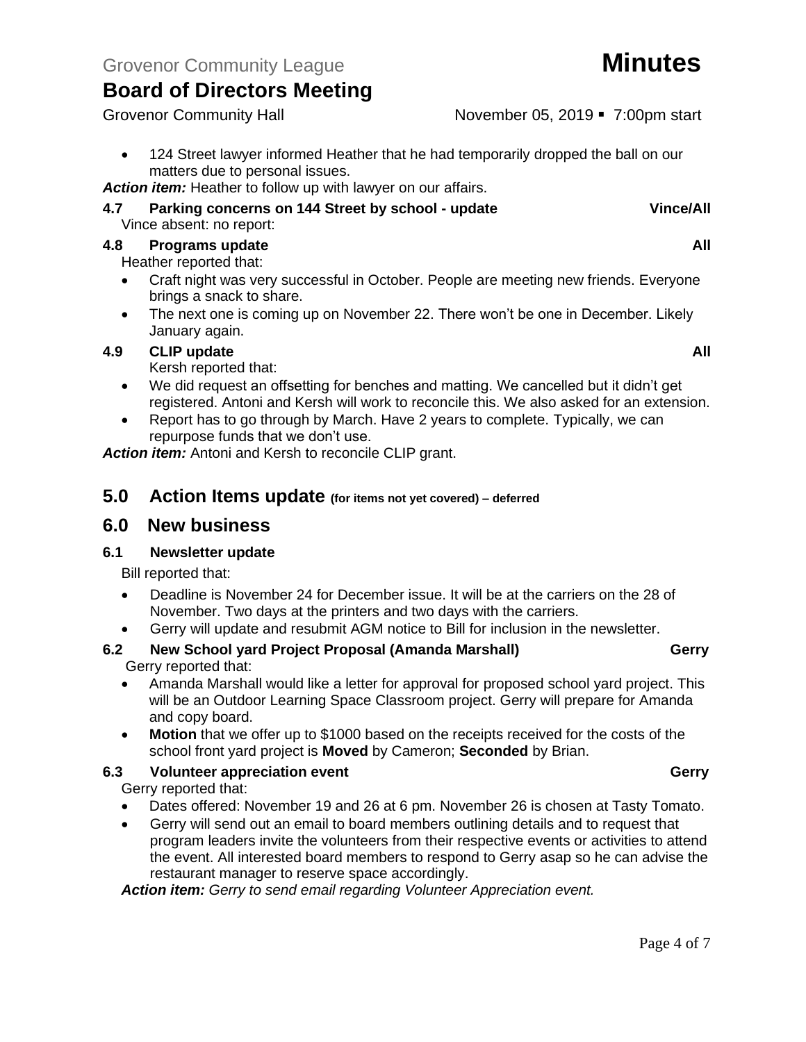- 124 Street lawyer informed Heather that he had temporarily dropped the ball on our matters due to personal issues.

***Action item:*** Heather to follow up with lawyer on our affairs.

**4.7 Parking concerns on 144 Street by school - update** **Vince/All**

Vince absent: no report:

**4.8 Programs update** **All**

Heather reported that:

- Craft night was very successful in October. People are meeting new friends. Everyone brings a snack to share.
- The next one is coming up on November 22. There won't be one in December. Likely January again.

**4.9 CLIP update** **All**

Kersh reported that:

- We did request an offsetting for benches and matting. We cancelled but it didn't get registered. Antoni and Kersh will work to reconcile this. We also asked for an extension.
- Report has to go through by March. Have 2 years to complete. Typically, we can repurpose funds that we don't use.

***Action item:*** Antoni and Kersh to reconcile CLIP grant.

## 5.0 Action Items update (for items not yet covered) – deferred

## 6.0 New business

**6.1 Newsletter update**

Bill reported that:

- Deadline is November 24 for December issue. It will be at the carriers on the 28 of November. Two days at the printers and two days with the carriers.
- Gerry will update and resubmit AGM notice to Bill for inclusion in the newsletter.

**6.2 New School yard Project Proposal (Amanda Marshall)** **Gerry**

Gerry reported that:

- Amanda Marshall would like a letter for approval for proposed school yard project. This will be an Outdoor Learning Space Classroom project. Gerry will prepare for Amanda and copy board.
- **Motion** that we offer up to $1000 based on the receipts received for the costs of the school front yard project is **Moved** by Cameron; **Seconded** by Brian.

**6.3 Volunteer appreciation event** **Gerry**

Gerry reported that:

- Dates offered: November 19 and 26 at 6 pm. November 26 is chosen at Tasty Tomato.
- Gerry will send out an email to board members outlining details and to request that program leaders invite the volunteers from their respective events or activities to attend the event. All interested board members to respond to Gerry asap so he can advise the restaurant manager to reserve space accordingly.

***Action item:*** *Gerry to send email regarding Volunteer Appreciation event.*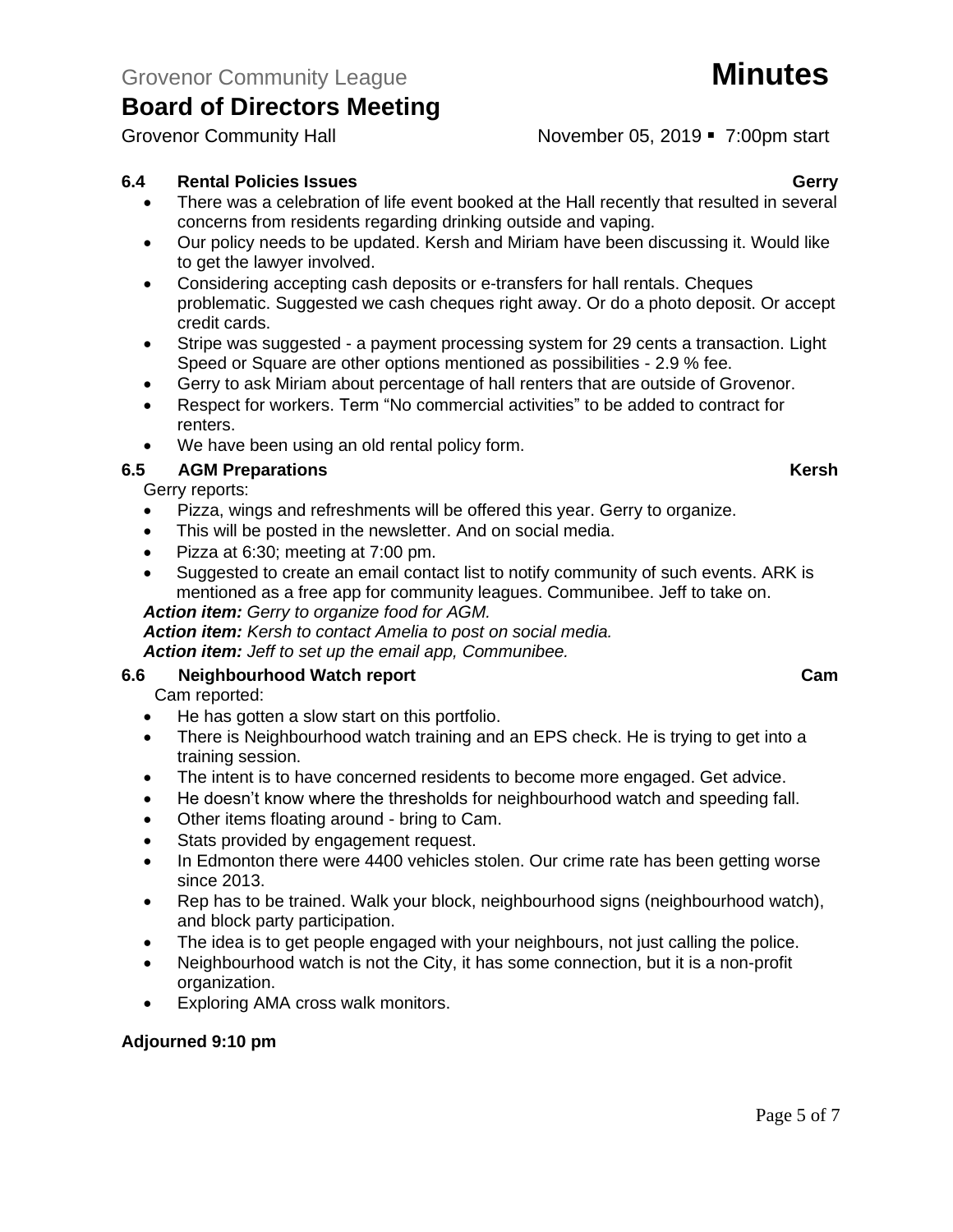### 6.4 Rental Policies Issues — Gerry

- There was a celebration of life event booked at the Hall recently that resulted in several concerns from residents regarding drinking outside and vaping.
- Our policy needs to be updated. Kersh and Miriam have been discussing it. Would like to get the lawyer involved.
- Considering accepting cash deposits or e-transfers for hall rentals. Cheques problematic. Suggested we cash cheques right away. Or do a photo deposit. Or accept credit cards.
- Stripe was suggested - a payment processing system for 29 cents a transaction. Light Speed or Square are other options mentioned as possibilities - 2.9 % fee.
- Gerry to ask Miriam about percentage of hall renters that are outside of Grovenor.
- Respect for workers. Term “No commercial activities” to be added to contract for renters.
- We have been using an old rental policy form.

### 6.5 AGM Preparations — Kersh

Gerry reports:

- Pizza, wings and refreshments will be offered this year. Gerry to organize.
- This will be posted in the newsletter. And on social media.
- Pizza at 6:30; meeting at 7:00 pm.
- Suggested to create an email contact list to notify community of such events. ARK is mentioned as a free app for community leagues. Communibee. Jeff to take on.

***Action item:*** *Gerry to organize food for AGM.*
***Action item:*** *Kersh to contact Amelia to post on social media.*
***Action item:*** *Jeff to set up the email app, Communibee.*

### 6.6 Neighbourhood Watch report — Cam

Cam reported:

- He has gotten a slow start on this portfolio.
- There is Neighbourhood watch training and an EPS check. He is trying to get into a training session.
- The intent is to have concerned residents to become more engaged. Get advice.
- He doesn’t know where the thresholds for neighbourhood watch and speeding fall.
- Other items floating around - bring to Cam.
- Stats provided by engagement request.
- In Edmonton there were 4400 vehicles stolen. Our crime rate has been getting worse since 2013.
- Rep has to be trained. Walk your block, neighbourhood signs (neighbourhood watch), and block party participation.
- The idea is to get people engaged with your neighbours, not just calling the police.
- Neighbourhood watch is not the City, it has some connection, but it is a non-profit organization.
- Exploring AMA cross walk monitors.

**Adjourned 9:10 pm**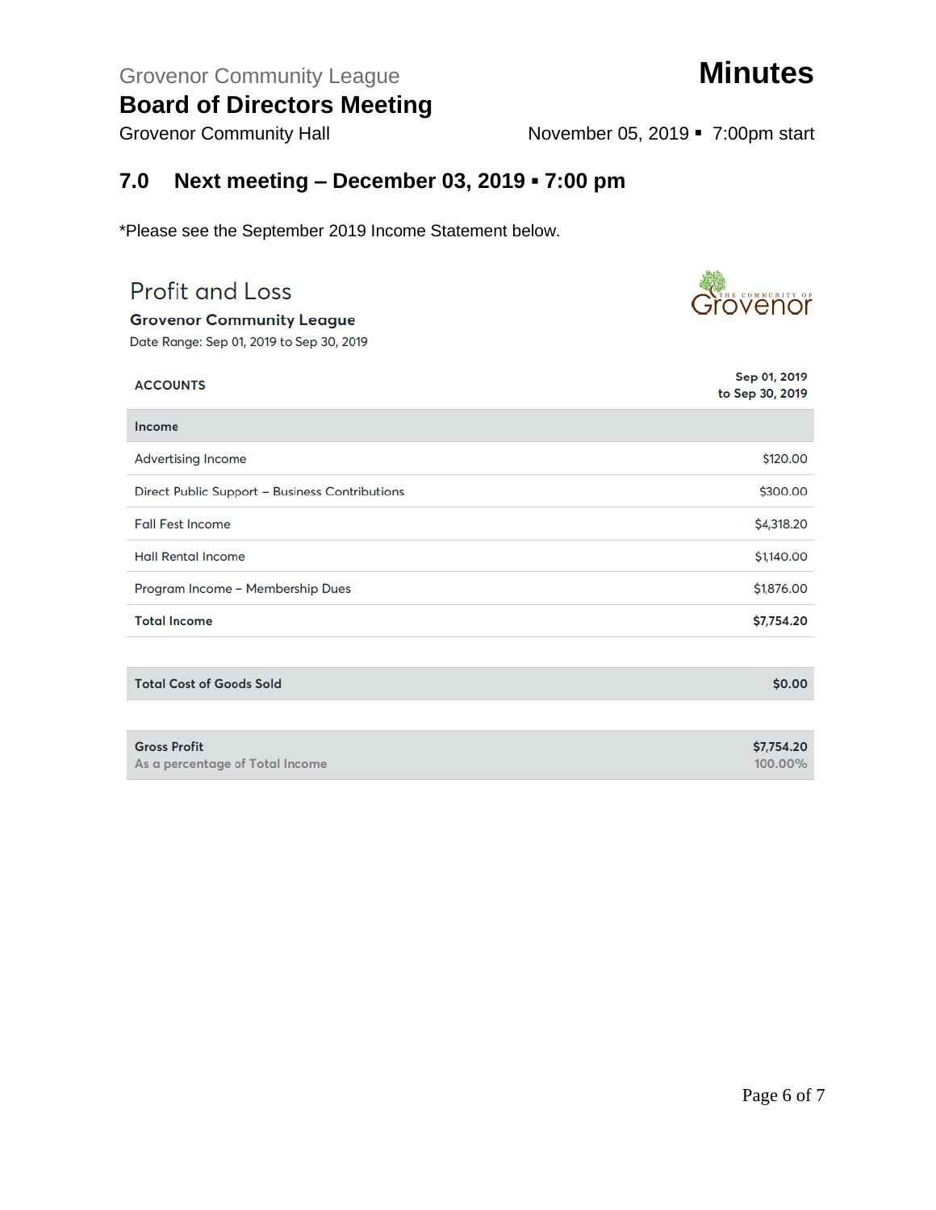Grovenor Community League

# Board of Directors Meeting

Grovenor Community Hall

**Minutes**

November 05, 2019 ▪ 7:00pm start

## 7.0 Next meeting – December 03, 2019 ▪ 7:00 pm

*Please see the September 2019 Income Statement below.

### Profit and Loss

**Grovenor Community League**

Date Range: Sep 01, 2019 to Sep 30, 2019

| ACCOUNTS | Sep 01, 2019 to Sep 30, 2019 |
|---|---|
| **Income** | |
| Advertising Income | $120.00 |
| Direct Public Support – Business Contributions | $300.00 |
| Fall Fest Income | $4,318.20 |
| Hall Rental Income | $1,140.00 |
| Program Income – Membership Dues | $1,876.00 |
| **Total Income** | **$7,754.20** |
| **Total Cost of Goods Sold** | **$0.00** |
| **Gross Profit** | **$7,754.20** |
| As a percentage of Total Income | 100.00% |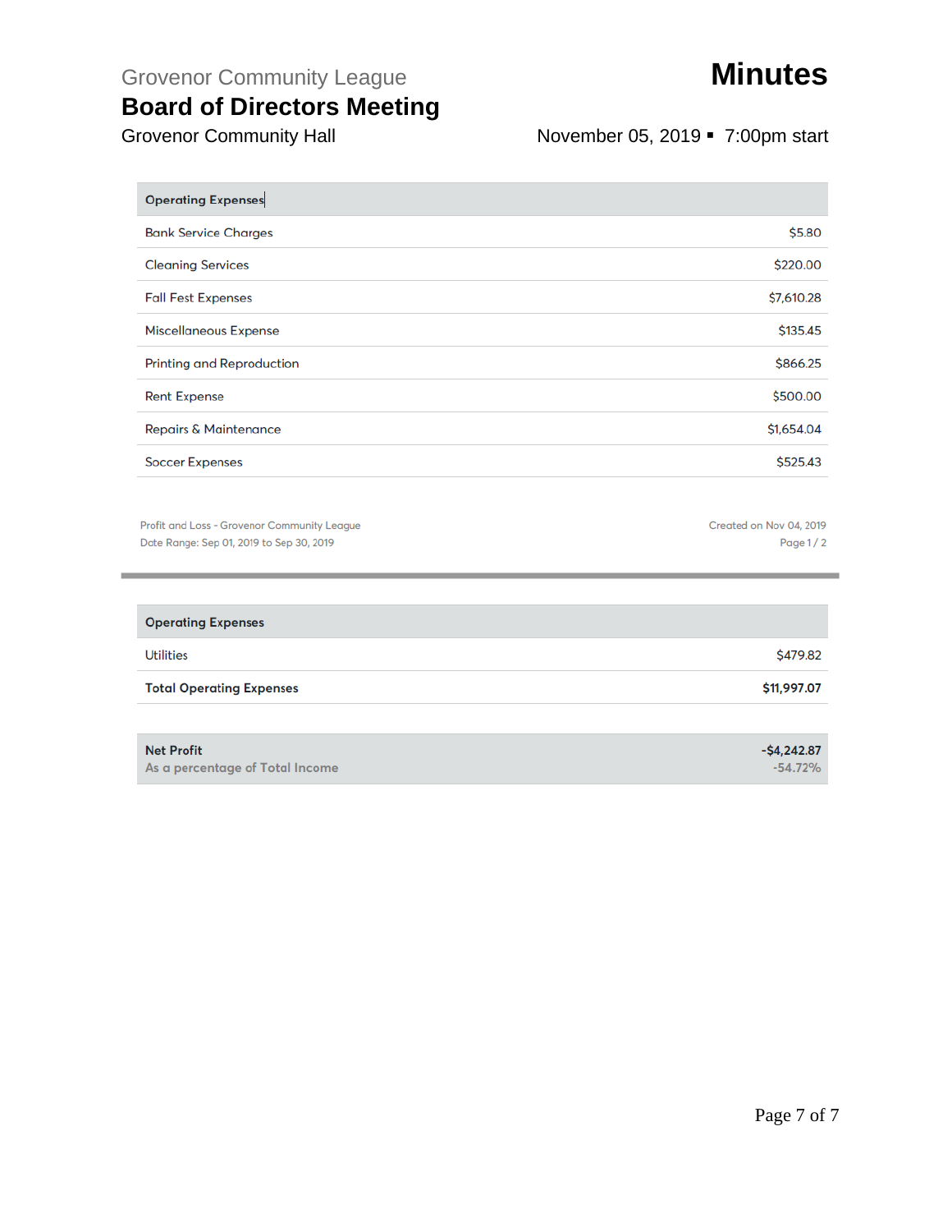| Operating Expenses | |
|---|---|
| Bank Service Charges | $5.80 |
| Cleaning Services | $220.00 |
| Fall Fest Expenses | $7,610.28 |
| Miscellaneous Expense | $135.45 |
| Printing and Reproduction | $866.25 |
| Rent Expense | $500.00 |
| Repairs & Maintenance | $1,654.04 |
| Soccer Expenses | $525.43 |
| Utilities | $479.82 |
| **Total Operating Expenses** | **$11,997.07** |

Profit and Loss - Grovenor Community League
Date Range: Sep 01, 2019 to Sep 30, 2019

Created on Nov 04, 2019
Page 1 / 2

| | |
|---|---|
| **Net Profit** | **-$4,242.87** |
| As a percentage of Total Income | -54.72% |